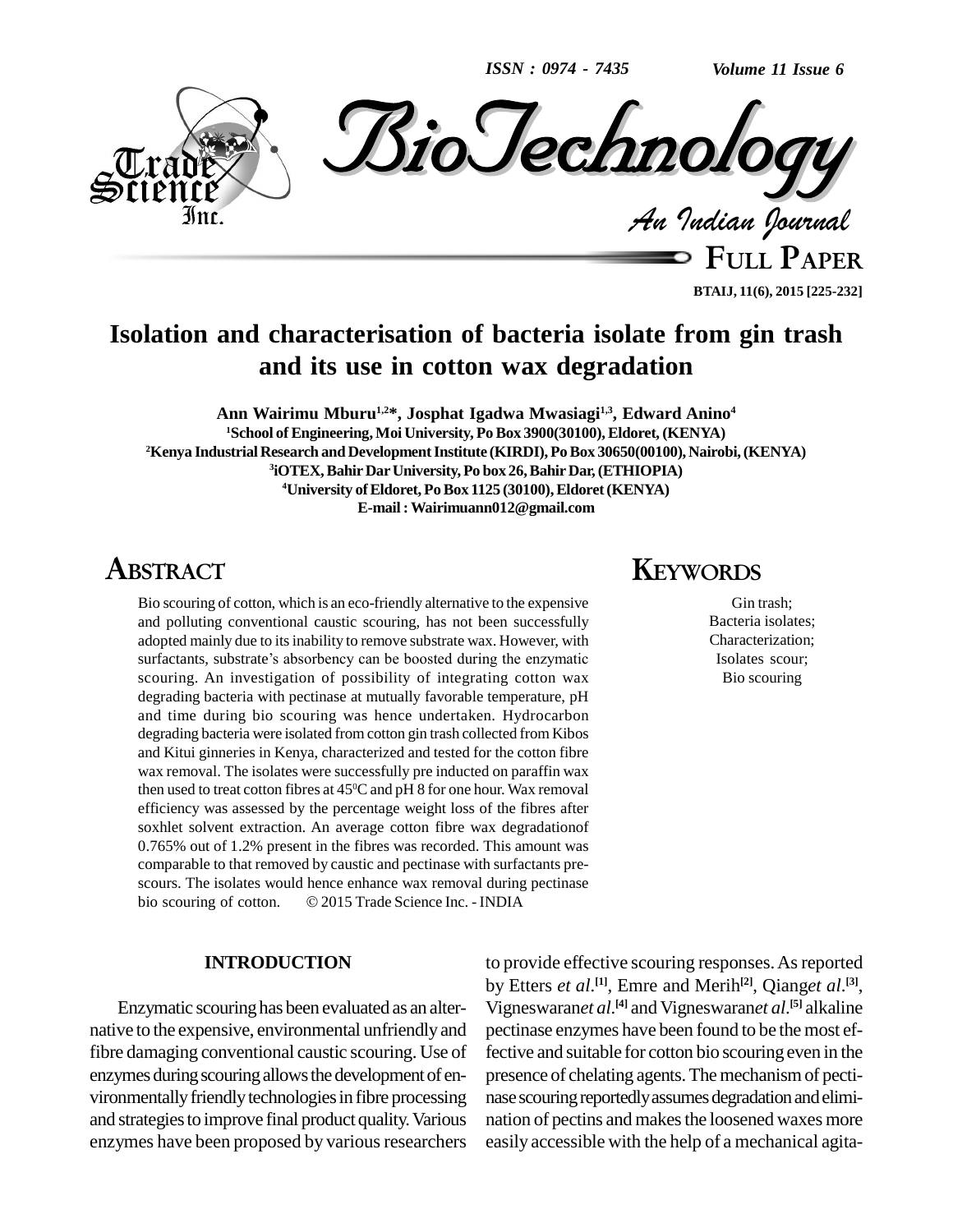# Isolation and characterisation of bacteria isolate from gin trash and its use in cotton wax degradation

**Ann Wairimu Mburu[1,2]*, Josphat Igadwa Mwasiagi[1,3], Edward Anino[4]**

[1]School of Engineering, Moi University, Po Box 3900(30100), Eldoret, (KENYA)

[2]Kenya Industrial Research and Development Institute (KIRDI), Po Box 30650(00100), Nairobi, (KENYA)

[3]iOTEX, Bahir Dar University, Po box 26, Bahir Dar, (ETHIOPIA)

[4]University of Eldoret, Po Box 1125 (30100), Eldoret (KENYA)

E-mail : Wairimuann012@gmail.com

## ABSTRACT

Bio scouring of cotton, which is an eco-friendly alternative to the expensive and polluting conventional caustic scouring, has not been successfully adopted mainly due to its inability to remove substrate wax. However, with surfactants, substrate's absorbency can be boosted during the enzymatic scouring. An investigation of possibility of integrating cotton wax degrading bacteria with pectinase at mutually favorable temperature, pH and time during bio scouring was hence undertaken. Hydrocarbon degrading bacteria were isolated from cotton gin trash collected from Kibos and Kitui ginneries in Kenya, characterized and tested for the cotton fibre wax removal. The isolates were successfully pre inducted on paraffin wax then used to treat cotton fibres at 45$^0$C and pH 8 for one hour. Wax removal efficiency was assessed by the percentage weight loss of the fibres after soxhlet solvent extraction. An average cotton fibre wax degradationof 0.765% out of 1.2% present in the fibres was recorded. This amount was comparable to that removed by caustic and pectinase with surfactants pre-scours. The isolates would hence enhance wax removal during pectinase bio scouring of cotton. © 2015 Trade Science Inc. - INDIA

## KEYWORDS

Gin trash;
Bacteria isolates;
Characterization;
Isolates scour;
Bio scouring

## INTRODUCTION

Enzymatic scouring has been evaluated as an alternative to the expensive, environmental unfriendly and fibre damaging conventional caustic scouring. Use of enzymes during scouring allows the development of environmentally friendly technologies in fibre processing and strategies to improve final product quality. Various enzymes have been proposed by various researchers to provide effective scouring responses. As reported by Etters *et al*.[1], Emre and Merih[2], Qiang*et al*.[3], Vigneswaran*et al*.[4] and Vigneswaran*et al*.[5] alkaline pectinase enzymes have been found to be the most effective and suitable for cotton bio scouring even in the presence of chelating agents. The mechanism of pectinase scouring reportedly assumes degradation and elimination of pectins and makes the loosened waxes more easily accessible with the help of a mechanical agita-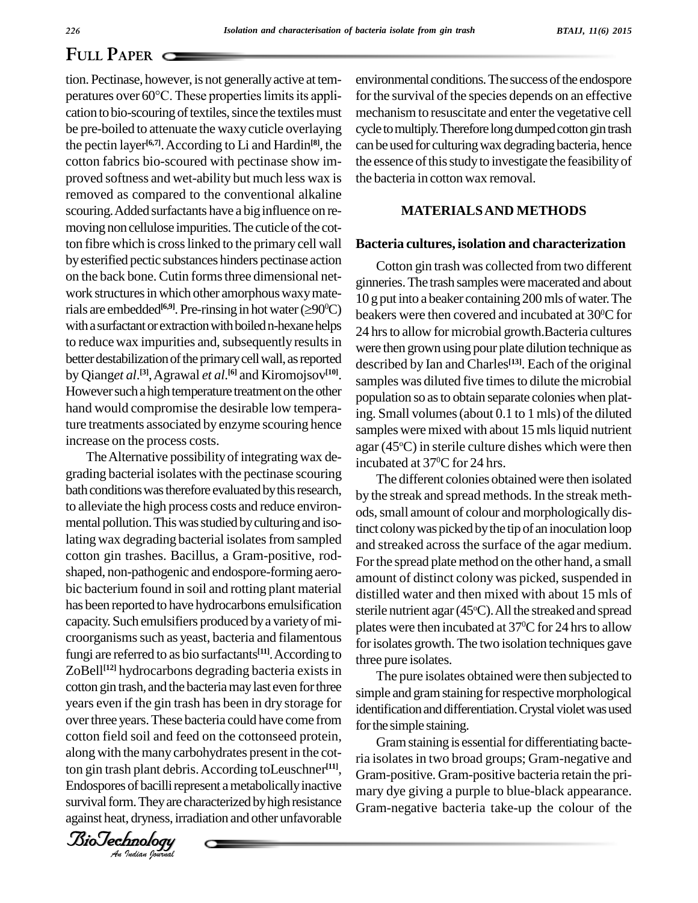tion. Pectinase, however, is not generally active at temperatures over 60°C. These properties limits its application to bio-scouring of textiles, since the textiles must be pre-boiled to attenuate the waxy cuticle overlaying the pectin layer[6,7]. According to Li and Hardin[8], the cotton fabrics bio-scoured with pectinase show improved softness and wet-ability but much less wax is removed as compared to the conventional alkaline scouring. Added surfactants have a big influence on removing non cellulose impurities. The cuticle of the cotton fibre which is cross linked to the primary cell wall by esterified pectic substances hinders pectinase action on the back bone. Cutin forms three dimensional network structures in which other amorphous waxy materials are embedded[6,9]. Pre-rinsing in hot water (≥90$^0$C) with a surfactant or extraction with boiled n-hexane helps to reduce wax impurities and, subsequently results in better destabilization of the primary cell wall, as reported by Qiang*et al*.[3], Agrawal *et al*.[6] and Kiromojsov[10]. However such a high temperature treatment on the other hand would compromise the desirable low temperature treatments associated by enzyme scouring hence increase on the process costs.

The Alternative possibility of integrating wax degrading bacterial isolates with the pectinase scouring bath conditions was therefore evaluated by this research, to alleviate the high process costs and reduce environmental pollution. This was studied by culturing and isolating wax degrading bacterial isolates from sampled cotton gin trashes. Bacillus, a Gram-positive, rod-shaped, non-pathogenic and endospore-forming aerobic bacterium found in soil and rotting plant material has been reported to have hydrocarbons emulsification capacity. Such emulsifiers produced by a variety of microorganisms such as yeast, bacteria and filamentous fungi are referred to as bio surfactants[11]. According to ZoBell[12] hydrocarbons degrading bacteria exists in cotton gin trash, and the bacteria may last even for three years even if the gin trash has been in dry storage for over three years. These bacteria could have come from cotton field soil and feed on the cottonseed protein, along with the many carbohydrates present in the cotton gin trash plant debris. According toLeuschner[11], Endospores of bacilli represent a metabolically inactive survival form. They are characterized by high resistance against heat, dryness, irradiation and other unfavorable environmental conditions. The success of the endospore for the survival of the species depends on an effective mechanism to resuscitate and enter the vegetative cell cycle to multiply. Therefore long dumped cotton gin trash can be used for culturing wax degrading bacteria, hence the essence of this study to investigate the feasibility of the bacteria in cotton wax removal.

## MATERIALS AND METHODS

### Bacteria cultures, isolation and characterization

Cotton gin trash was collected from two different ginneries. The trash samples were macerated and about 10 g put into a beaker containing 200 mls of water. The beakers were then covered and incubated at 30$^0$C for 24 hrs to allow for microbial growth.Bacteria cultures were then grown using pour plate dilution technique as described by Ian and Charles[13]. Each of the original samples was diluted five times to dilute the microbial population so as to obtain separate colonies when plating. Small volumes (about 0.1 to 1 mls) of the diluted samples were mixed with about 15 mls liquid nutrient agar (45$^o$C) in sterile culture dishes which were then incubated at 37$^0$C for 24 hrs.

The different colonies obtained were then isolated by the streak and spread methods. In the streak methods, small amount of colour and morphologically distinct colony was picked by the tip of an inoculation loop and streaked across the surface of the agar medium. For the spread plate method on the other hand, a small amount of distinct colony was picked, suspended in distilled water and then mixed with about 15 mls of sterile nutrient agar (45$^o$C). All the streaked and spread plates were then incubated at 37$^0$C for 24 hrs to allow for isolates growth. The two isolation techniques gave three pure isolates.

The pure isolates obtained were then subjected to simple and gram staining for respective morphological identification and differentiation. Crystal violet was used for the simple staining.

Gram staining is essential for differentiating bacteria isolates in two broad groups; Gram-negative and Gram-positive. Gram-positive bacteria retain the primary dye giving a purple to blue-black appearance. Gram-negative bacteria take-up the colour of the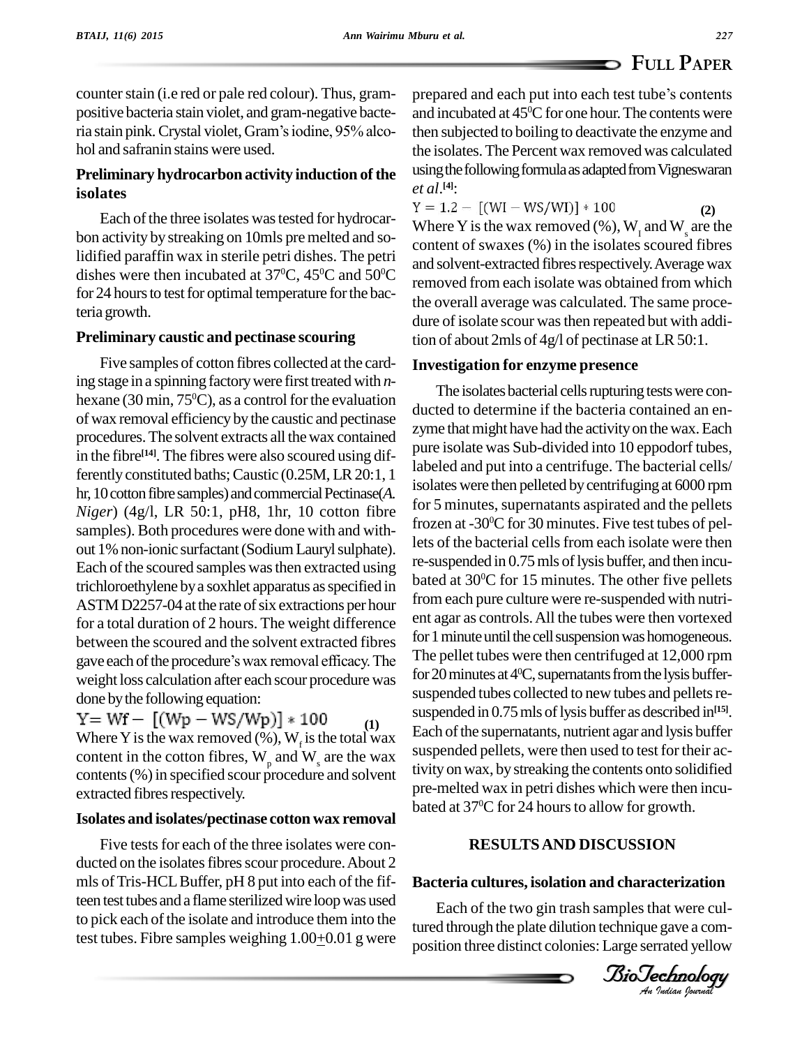counter stain (i.e red or pale red colour). Thus, gram-positive bacteria stain violet, and gram-negative bacteria stain pink. Crystal violet, Gram's iodine, 95% alcohol and safranin stains were used.

### Preliminary hydrocarbon activity induction of the isolates

Each of the three isolates was tested for hydrocarbon activity by streaking on 10mls pre melted and solidified paraffin wax in sterile petri dishes. The petri dishes were then incubated at $37^0$C, $45^0$C and $50^0$C for 24 hours to test for optimal temperature for the bacteria growth.

### Preliminary caustic and pectinase scouring

Five samples of cotton fibres collected at the carding stage in a spinning factory were first treated with *n*-hexane (30 min, $75^0$C), as a control for the evaluation of wax removal efficiency by the caustic and pectinase procedures. The solvent extracts all the wax contained in the fibre[14]. The fibres were also scoured using differently constituted baths; Caustic (0.25M, LR 20:1, 1 hr, 10 cotton fibre samples) and commercial Pectinase(*A. Niger*) (4g/l, LR 50:1, pH8, 1hr, 10 cotton fibre samples). Both procedures were done with and without 1% non-ionic surfactant (Sodium Lauryl sulphate). Each of the scoured samples was then extracted using trichloroethylene by a soxhlet apparatus as specified in ASTM D2257-04 at the rate of six extractions per hour for a total duration of 2 hours. The weight difference between the scoured and the solvent extracted fibres gave each of the procedure's wax removal efficacy. The weight loss calculation after each scour procedure was done by the following equation:

$$Y = Wf - [(Wp - WS/Wp)] * 100 \quad (1)$$

Where Y is the wax removed (%), $W_f$ is the total wax content in the cotton fibres, $W_p$ and $W_s$ are the wax contents (%) in specified scour procedure and solvent extracted fibres respectively.

### Isolates and isolates/pectinase cotton wax removal

Five tests for each of the three isolates were conducted on the isolates fibres scour procedure. About 2 mls of Tris-HCL Buffer, pH 8 put into each of the fifteen test tubes and a flame sterilized wire loop was used to pick each of the isolate and introduce them into the test tubes. Fibre samples weighing 1.00±0.01 g were prepared and each put into each test tube's contents and incubated at $45^0$C for one hour. The contents were then subjected to boiling to deactivate the enzyme and the isolates. The Percent wax removed was calculated using the following formula as adapted from Vigneswaran *et al*.[4]:

$$Y = 1.2 - [(WI - WS/WI)] * 100 \quad (2)$$

Where Y is the wax removed (%), $W_I$ and $W_s$ are the content of swaxes (%) in the isolates scoured fibres and solvent-extracted fibres respectively. Average wax removed from each isolate was obtained from which the overall average was calculated. The same procedure of isolate scour was then repeated but with addition of about 2mls of 4g/l of pectinase at LR 50:1.

### Investigation for enzyme presence

The isolates bacterial cells rupturing tests were conducted to determine if the bacteria contained an enzyme that might have had the activity on the wax. Each pure isolate was Sub-divided into 10 eppodorf tubes, labeled and put into a centrifuge. The bacterial cells/isolates were then pelleted by centrifuging at 6000 rpm for 5 minutes, supernatants aspirated and the pellets frozen at -$30^0$C for 30 minutes. Five test tubes of pellets of the bacterial cells from each isolate were then re-suspended in 0.75 mls of lysis buffer, and then incubated at $30^0$C for 15 minutes. The other five pellets from each pure culture were re-suspended with nutrient agar as controls. All the tubes were then vortexed for 1 minute until the cell suspension was homogeneous. The pellet tubes were then centrifuged at 12,000 rpm for 20 minutes at $4^0$C, supernatants from the lysis buffer-suspended tubes collected to new tubes and pellets re-suspended in 0.75 mls of lysis buffer as described in[15]. Each of the supernatants, nutrient agar and lysis buffer suspended pellets, were then used to test for their activity on wax, by streaking the contents onto solidified pre-melted wax in petri dishes which were then incubated at $37^0$C for 24 hours to allow for growth.

## RESULTS AND DISCUSSION

### Bacteria cultures, isolation and characterization

Each of the two gin trash samples that were cultured through the plate dilution technique gave a composition three distinct colonies: Large serrated yellow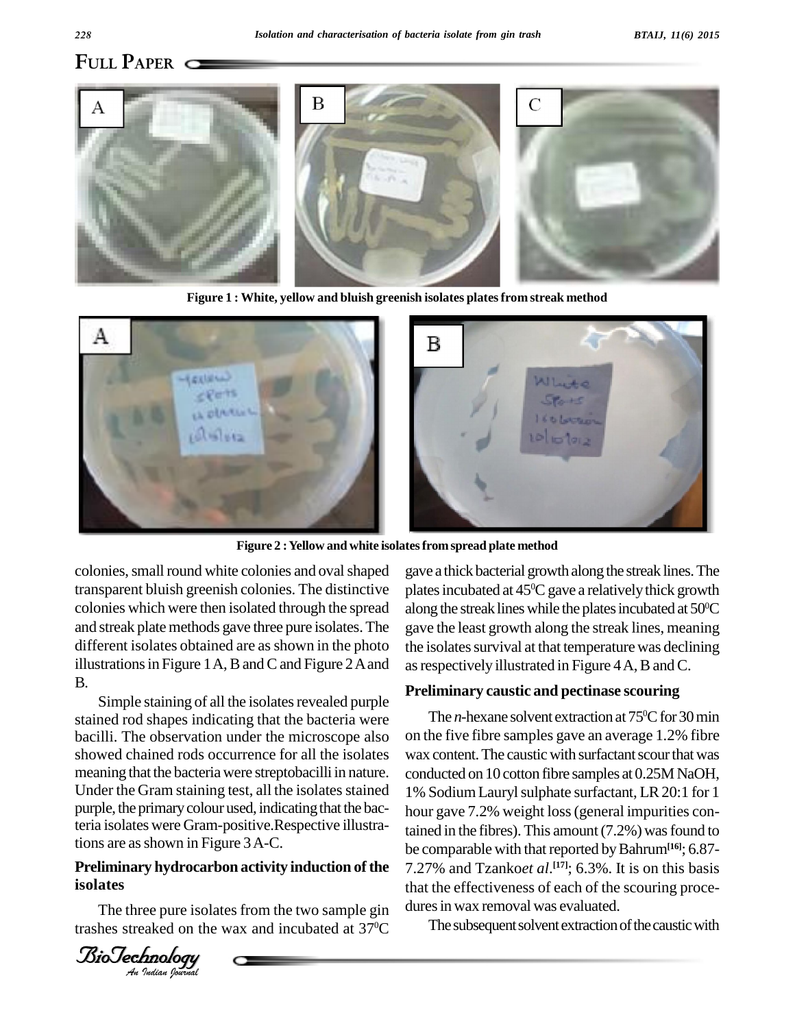**Figure 1 : White, yellow and bluish greenish isolates plates from streak method**

**Figure 2 : Yellow and white isolates from spread plate method**

colonies, small round white colonies and oval shaped transparent bluish greenish colonies. The distinctive colonies which were then isolated through the spread and streak plate methods gave three pure isolates. The different isolates obtained are as shown in the photo illustrations in Figure 1 A, B and C and Figure 2 A and B.

Simple staining of all the isolates revealed purple stained rod shapes indicating that the bacteria were bacilli. The observation under the microscope also showed chained rods occurrence for all the isolates meaning that the bacteria were streptobacilli in nature. Under the Gram staining test, all the isolates stained purple, the primary colour used, indicating that the bacteria isolates were Gram-positive.Respective illustrations are as shown in Figure 3 A-C.

## Preliminary hydrocarbon activity induction of the isolates

The three pure isolates from the two sample gin trashes streaked on the wax and incubated at $37^0$C gave a thick bacterial growth along the streak lines. The plates incubated at $45^0$C gave a relatively thick growth along the streak lines while the plates incubated at $50^0$C gave the least growth along the streak lines, meaning the isolates survival at that temperature was declining as respectively illustrated in Figure 4 A, B and C.

## Preliminary caustic and pectinase scouring

The *n*-hexane solvent extraction at $75^0$C for 30 min on the five fibre samples gave an average 1.2% fibre wax content. The caustic with surfactant scour that was conducted on 10 cotton fibre samples at 0.25M NaOH, 1% Sodium Lauryl sulphate surfactant, LR 20:1 for 1 hour gave 7.2% weight loss (general impurities contained in the fibres). This amount (7.2%) was found to be comparable with that reported by Bahrum[16]; 6.87-7.27% and Tzanko*et al*.[17]; 6.3%. It is on this basis that the effectiveness of each of the scouring procedures in wax removal was evaluated.

The subsequent solvent extraction of the caustic with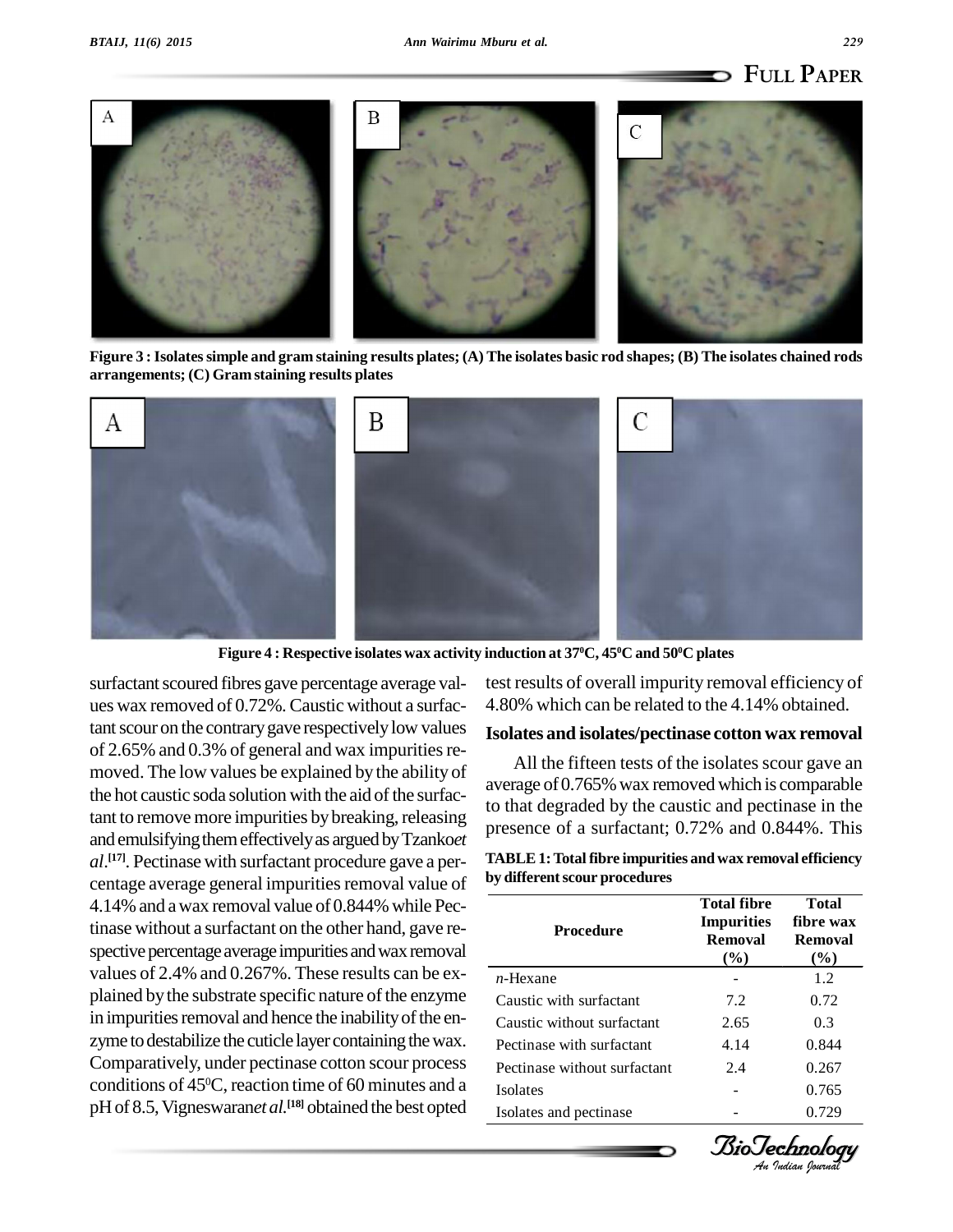Figure 3 : Isolates simple and gram staining results plates; (A) The isolates basic rod shapes; (B) The isolates chained rods arrangements; (C) Gram staining results plates

Figure 4 : Respective isolates wax activity induction at $37^0$C, $45^0$C and $50^0$C plates

surfactant scoured fibres gave percentage average values wax removed of 0.72%. Caustic without a surfactant scour on the contrary gave respectively low values of 2.65% and 0.3% of general and wax impurities removed. The low values be explained by the ability of the hot caustic soda solution with the aid of the surfactant to remove more impurities by breaking, releasing and emulsifying them effectively as argued by Tzanko*et al.*[17]. Pectinase with surfactant procedure gave a percentage average general impurities removal value of 4.14% and a wax removal value of 0.844% while Pectinase without a surfactant on the other hand, gave respective percentage average impurities and wax removal values of 2.4% and 0.267%. These results can be explained by the substrate specific nature of the enzyme in impurities removal and hence the inability of the enzyme to destabilize the cuticle layer containing the wax. Comparatively, under pectinase cotton scour process conditions of $45^0$C, reaction time of 60 minutes and a pH of 8.5, Vigneswaran*et al.*[18] obtained the best opted test results of overall impurity removal efficiency of 4.80% which can be related to the 4.14% obtained.

### Isolates and isolates/pectinase cotton wax removal

All the fifteen tests of the isolates scour gave an average of 0.765% wax removed which is comparable to that degraded by the caustic and pectinase in the presence of a surfactant; 0.72% and 0.844%. This

**TABLE 1: Total fibre impurities and wax removal efficiency by different scour procedures**

| Procedure | Total fibre Impurities Removal (%) | Total fibre wax Removal (%) |
|---|---|---|
| *n*-Hexane | - | 1.2 |
| Caustic with surfactant | 7.2 | 0.72 |
| Caustic without surfactant | 2.65 | 0.3 |
| Pectinase with surfactant | 4.14 | 0.844 |
| Pectinase without surfactant | 2.4 | 0.267 |
| Isolates | - | 0.765 |
| Isolates and pectinase | - | 0.729 |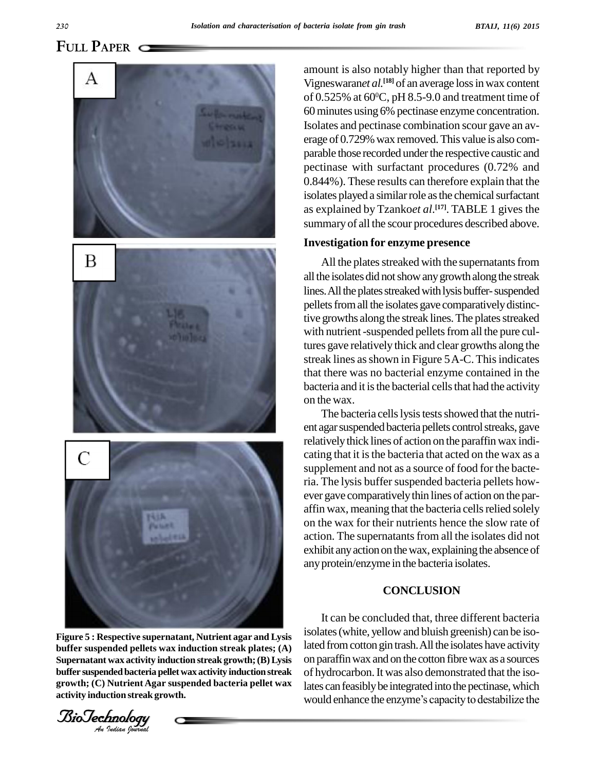amount is also notably higher than that reported by Vigneswaran*et al*.[18] of an average loss in wax content of 0.525% at 60$^0$C, pH 8.5-9.0 and treatment time of 60 minutes using 6% pectinase enzyme concentration. Isolates and pectinase combination scour gave an average of 0.729% wax removed. This value is also comparable those recorded under the respective caustic and pectinase with surfactant procedures (0.72% and 0.844%). These results can therefore explain that the isolates played a similar role as the chemical surfactant as explained by Tzanko*et al*.[17]. TABLE 1 gives the summary of all the scour procedures described above.

### Investigation for enzyme presence

All the plates streaked with the supernatants from all the isolates did not show any growth along the streak lines. All the plates streaked with lysis buffer- suspended pellets from all the isolates gave comparatively distinctive growths along the streak lines. The plates streaked with nutrient -suspended pellets from all the pure cultures gave relatively thick and clear growths along the streak lines as shown in Figure 5 A-C. This indicates that there was no bacterial enzyme contained in the bacteria and it is the bacterial cells that had the activity on the wax.

The bacteria cells lysis tests showed that the nutrient agar suspended bacteria pellets control streaks, gave relatively thick lines of action on the paraffin wax indicating that it is the bacteria that acted on the wax as a supplement and not as a source of food for the bacteria. The lysis buffer suspended bacteria pellets however gave comparatively thin lines of action on the paraffin wax, meaning that the bacteria cells relied solely on the wax for their nutrients hence the slow rate of action. The supernatants from all the isolates did not exhibit any action on the wax, explaining the absence of any protein/enzyme in the bacteria isolates.

**Figure 5 : Respective supernatant, Nutrient agar and Lysis buffer suspended pellets wax induction streak plates; (A) Supernatant wax activity induction streak growth; (B) Lysis buffer suspended bacteria pellet wax activity induction streak growth; (C) Nutrient Agar suspended bacteria pellet wax activity induction streak growth.**

## CONCLUSION

It can be concluded that, three different bacteria isolates (white, yellow and bluish greenish) can be isolated from cotton gin trash. All the isolates have activity on paraffin wax and on the cotton fibre wax as a sources of hydrocarbon. It was also demonstrated that the isolates can feasibly be integrated into the pectinase, which would enhance the enzyme's capacity to destabilize the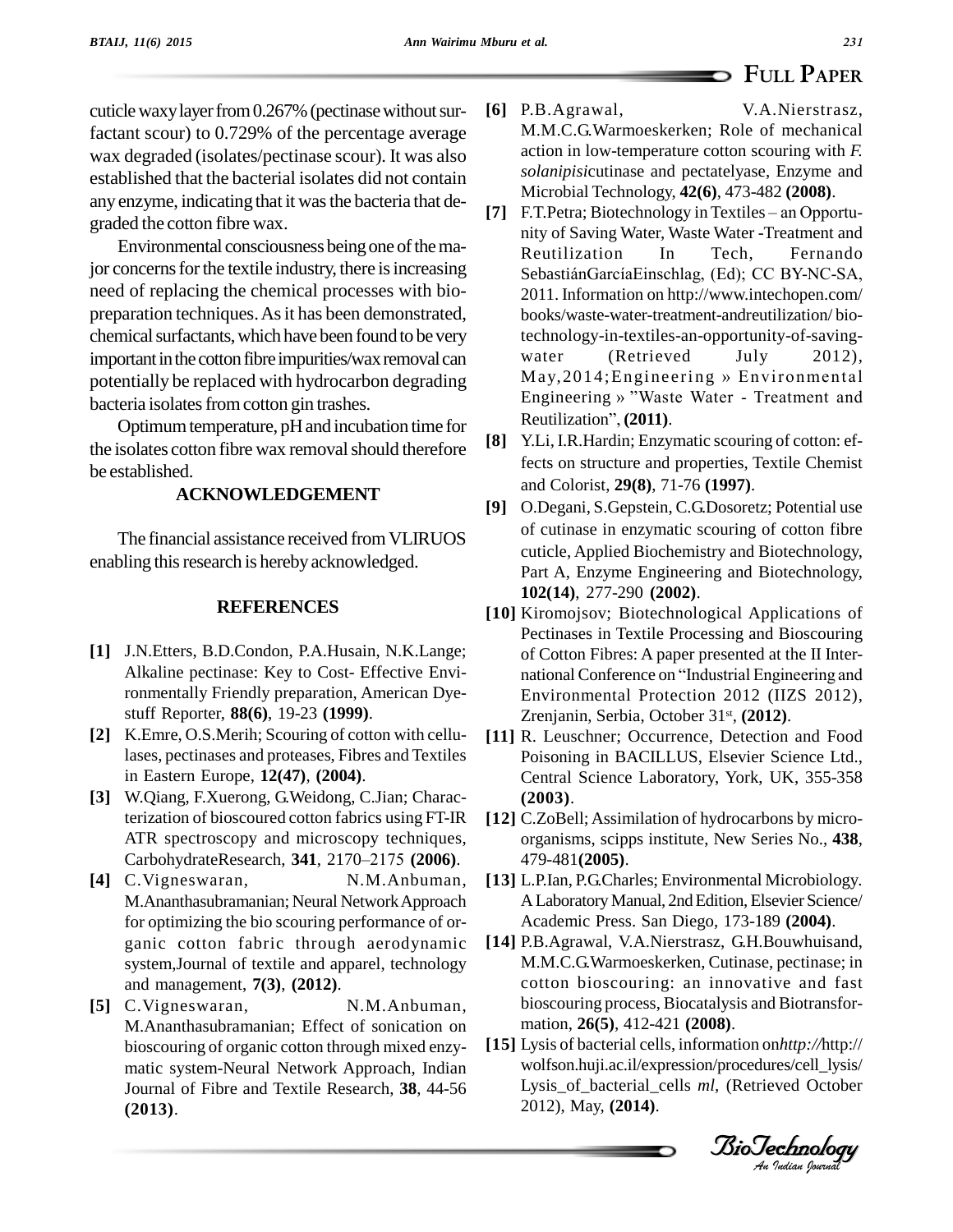cuticle waxy layer from 0.267% (pectinase without surfactant scour) to 0.729% of the percentage average wax degraded (isolates/pectinase scour). It was also established that the bacterial isolates did not contain any enzyme, indicating that it was the bacteria that degraded the cotton fibre wax.

Environmental consciousness being one of the major concerns for the textile industry, there is increasing need of replacing the chemical processes with biopreparation techniques. As it has been demonstrated, chemical surfactants, which have been found to be very important in the cotton fibre impurities/wax removal can potentially be replaced with hydrocarbon degrading bacteria isolates from cotton gin trashes.

Optimum temperature, pH and incubation time for the isolates cotton fibre wax removal should therefore be established.

## ACKNOWLEDGEMENT

The financial assistance received from VLIRUOS enabling this research is hereby acknowledged.

## REFERENCES

**[1]** J.N.Etters, B.D.Condon, P.A.Husain, N.K.Lange; Alkaline pectinase: Key to Cost- Effective Environmentally Friendly preparation, American Dyestuff Reporter, **88(6)**, 19-23 **(1999)**.

**[2]** K.Emre, O.S.Merih; Scouring of cotton with cellulases, pectinases and proteases, Fibres and Textiles in Eastern Europe, **12(47)**, **(2004)**.

**[3]** W.Qiang, F.Xuerong, G.Weidong, C.Jian; Characterization of bioscoured cotton fabrics using FT-IR ATR spectroscopy and microscopy techniques, CarbohydrateResearch, **341**, 2170–2175 **(2006)**.

**[4]** C.Vigneswaran, N.M.Anbuman, M.Ananthasubramanian; Neural Network Approach for optimizing the bio scouring performance of organic cotton fabric through aerodynamic system,Journal of textile and apparel, technology and management, **7(3)**, **(2012)**.

**[5]** C.Vigneswaran, N.M.Anbuman, M.Ananthasubramanian; Effect of sonication on bioscouring of organic cotton through mixed enzymatic system-Neural Network Approach, Indian Journal of Fibre and Textile Research, **38**, 44-56 **(2013)**.

**[6]** P.B.Agrawal, V.A.Nierstrasz, M.M.C.G.Warmoeskerken; Role of mechanical action in low-temperature cotton scouring with *F. solanipisi*cutinase and pectatelyase, Enzyme and Microbial Technology, **42(6)**, 473-482 **(2008)**.

**[7]** F.T.Petra; Biotechnology in Textiles – an Opportunity of Saving Water, Waste Water -Treatment and Reutilization In Tech, Fernando SebastiánGarcíaEinschlag, (Ed); CC BY-NC-SA, 2011. Information on http://www.intechopen.com/books/waste-water-treatment-andreutilization/ biotechnology-in-textiles-an-opportunity-of-saving-water (Retrieved July 2012), May,2014;Engineering » Environmental Engineering » "Waste Water - Treatment and Reutilization", **(2011)**.

**[8]** Y.Li, I.R.Hardin; Enzymatic scouring of cotton: effects on structure and properties, Textile Chemist and Colorist, **29(8)**, 71-76 **(1997)**.

**[9]** O.Degani, S.Gepstein, C.G.Dosoretz; Potential use of cutinase in enzymatic scouring of cotton fibre cuticle, Applied Biochemistry and Biotechnology, Part A, Enzyme Engineering and Biotechnology, **102(14)**, 277-290 **(2002)**.

**[10]** Kiromojsov; Biotechnological Applications of Pectinases in Textile Processing and Bioscouring of Cotton Fibres: A paper presented at the II International Conference on "Industrial Engineering and Environmental Protection 2012 (IIZS 2012), Zrenjanin, Serbia, October 31st, **(2012)**.

**[11]** R. Leuschner; Occurrence, Detection and Food Poisoning in BACILLUS, Elsevier Science Ltd., Central Science Laboratory, York, UK, 355-358 **(2003)**.

**[12]** C.ZoBell; Assimilation of hydrocarbons by microorganisms, scipps institute, New Series No., **438**, 479-481**(2005)**.

**[13]** L.P.Ian, P.G.Charles; Environmental Microbiology. A Laboratory Manual, 2nd Edition, Elsevier Science/ Academic Press. San Diego, 173-189 **(2004)**.

**[14]** P.B.Agrawal, V.A.Nierstrasz, G.H.Bouwhuisand, M.M.C.G.Warmoeskerken, Cutinase, pectinase; in cotton bioscouring: an innovative and fast bioscouring process, Biocatalysis and Biotransformation, **26(5)**, 412-421 **(2008)**.

**[15]** Lysis of bacterial cells, information on*http://*http://wolfson.huji.ac.il/expression/procedures/cell_lysis/Lysis_of_bacterial_cells *ml*, (Retrieved October 2012), May, **(2014)**.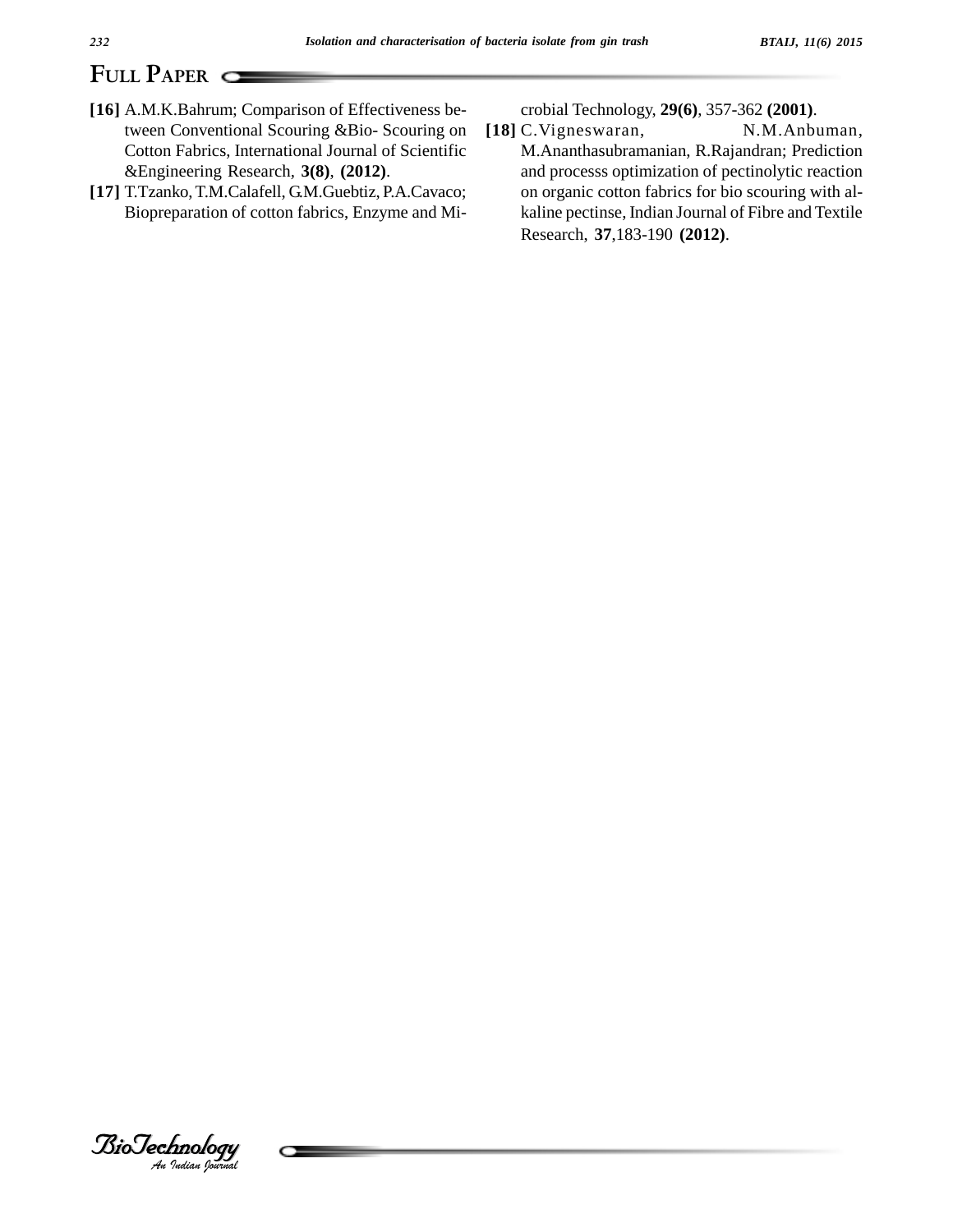[16] A.M.K.Bahrum; Comparison of Effectiveness between Conventional Scouring &Bio- Scouring on Cotton Fabrics, International Journal of Scientific &Engineering Research, **3(8)**, **(2012)**.

[17] T.Tzanko, T.M.Calafell, G.M.Guebtiz, P.A.Cavaco; Biopreparation of cotton fabrics, Enzyme and Microbial Technology, **29(6)**, 357-362 **(2001)**.

[18] C.Vigneswaran, N.M.Anbuman, M.Ananthasubramanian, R.Rajandran; Prediction and processs optimization of pectinolytic reaction on organic cotton fabrics for bio scouring with alkaline pectinse, Indian Journal of Fibre and Textile Research, **37**,183-190 **(2012)**.